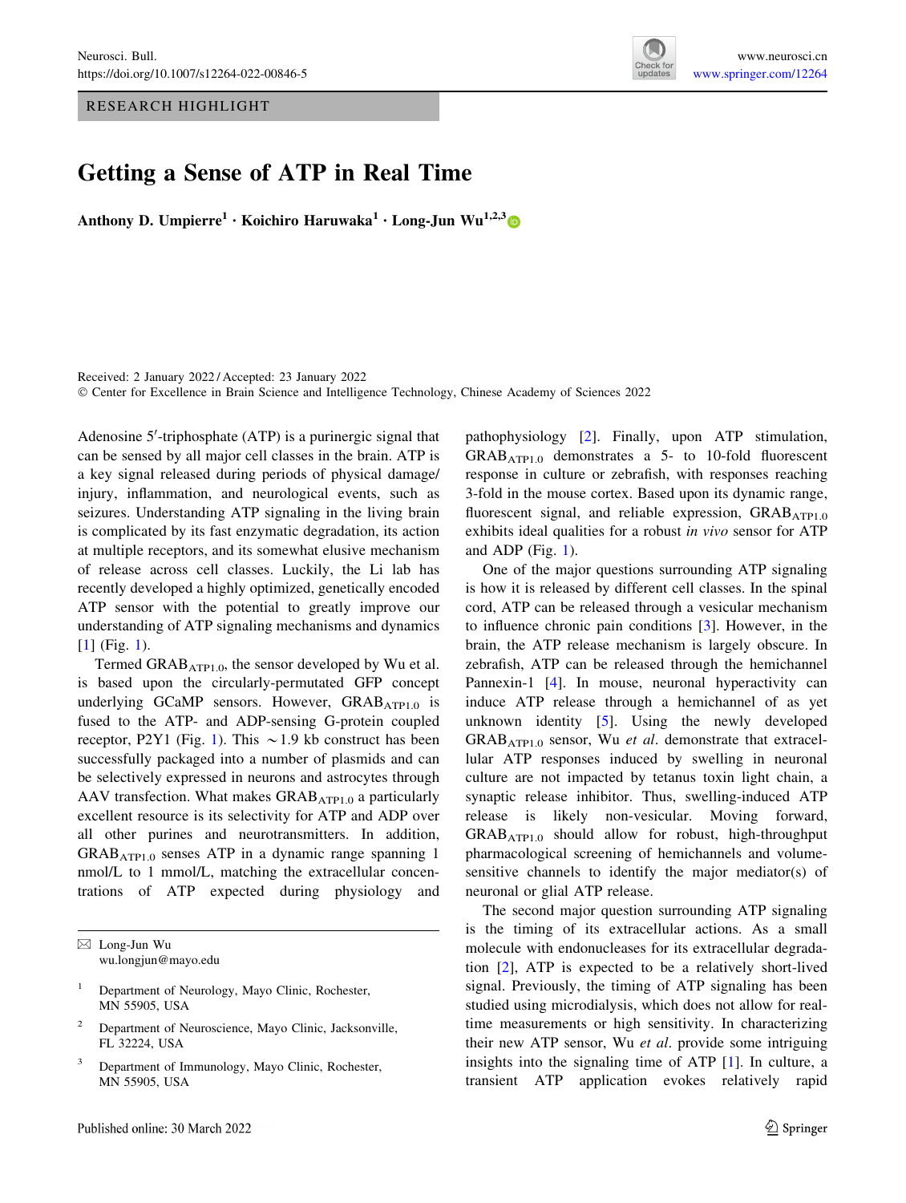RESEARCH HIGHLIGHT

# Getting a Sense of ATP in Real Time

**Anthony D. Umpierre[1] · Koichiro Haruwaka[1] · Long-Jun Wu[1,2,3]**

Received: 2 January 2022 / Accepted: 23 January 2022
© Center for Excellence in Brain Science and Intelligence Technology, Chinese Academy of Sciences 2022

Adenosine 5′-triphosphate (ATP) is a purinergic signal that can be sensed by all major cell classes in the brain. ATP is a key signal released during periods of physical damage/injury, inflammation, and neurological events, such as seizures. Understanding ATP signaling in the living brain is complicated by its fast enzymatic degradation, its action at multiple receptors, and its somewhat elusive mechanism of release across cell classes. Luckily, the Li lab has recently developed a highly optimized, genetically encoded ATP sensor with the potential to greatly improve our understanding of ATP signaling mechanisms and dynamics [1] (Fig. 1).

Termed $GRAB_{ATP1.0}$, the sensor developed by Wu et al. is based upon the circularly-permutated GFP concept underlying GCaMP sensors. However, $GRAB_{ATP1.0}$ is fused to the ATP- and ADP-sensing G-protein coupled receptor, P2Y1 (Fig. 1). This ~1.9 kb construct has been successfully packaged into a number of plasmids and can be selectively expressed in neurons and astrocytes through AAV transfection. What makes $GRAB_{ATP1.0}$ a particularly excellent resource is its selectivity for ATP and ADP over all other purines and neurotransmitters. In addition, $GRAB_{ATP1.0}$ senses ATP in a dynamic range spanning 1 nmol/L to 1 mmol/L, matching the extracellular concentrations of ATP expected during physiology and pathophysiology [2]. Finally, upon ATP stimulation, $GRAB_{ATP1.0}$ demonstrates a 5- to 10-fold fluorescent response in culture or zebrafish, with responses reaching 3-fold in the mouse cortex. Based upon its dynamic range, fluorescent signal, and reliable expression, $GRAB_{ATP1.0}$ exhibits ideal qualities for a robust *in vivo* sensor for ATP and ADP (Fig. 1).

One of the major questions surrounding ATP signaling is how it is released by different cell classes. In the spinal cord, ATP can be released through a vesicular mechanism to influence chronic pain conditions [3]. However, in the brain, the ATP release mechanism is largely obscure. In zebrafish, ATP can be released through the hemichannel Pannexin-1 [4]. In mouse, neuronal hyperactivity can induce ATP release through a hemichannel of as yet unknown identity [5]. Using the newly developed $GRAB_{ATP1.0}$ sensor, Wu *et al*. demonstrate that extracellular ATP responses induced by swelling in neuronal culture are not impacted by tetanus toxin light chain, a synaptic release inhibitor. Thus, swelling-induced ATP release is likely non-vesicular. Moving forward, $GRAB_{ATP1.0}$ should allow for robust, high-throughput pharmacological screening of hemichannels and volume-sensitive channels to identify the major mediator(s) of neuronal or glial ATP release.

The second major question surrounding ATP signaling is the timing of its extracellular actions. As a small molecule with endonucleases for its extracellular degradation [2], ATP is expected to be a relatively short-lived signal. Previously, the timing of ATP signaling has been studied using microdialysis, which does not allow for real-time measurements or high sensitivity. In characterizing their new ATP sensor, Wu *et al*. provide some intriguing insights into the signaling time of ATP [1]. In culture, a transient ATP application evokes relatively rapid

---

✉ Long-Jun Wu
wu.longjun@mayo.edu

[1] Department of Neurology, Mayo Clinic, Rochester, MN 55905, USA

[2] Department of Neuroscience, Mayo Clinic, Jacksonville, FL 32224, USA

[3] Department of Immunology, Mayo Clinic, Rochester, MN 55905, USA

Published online: 30 March 2022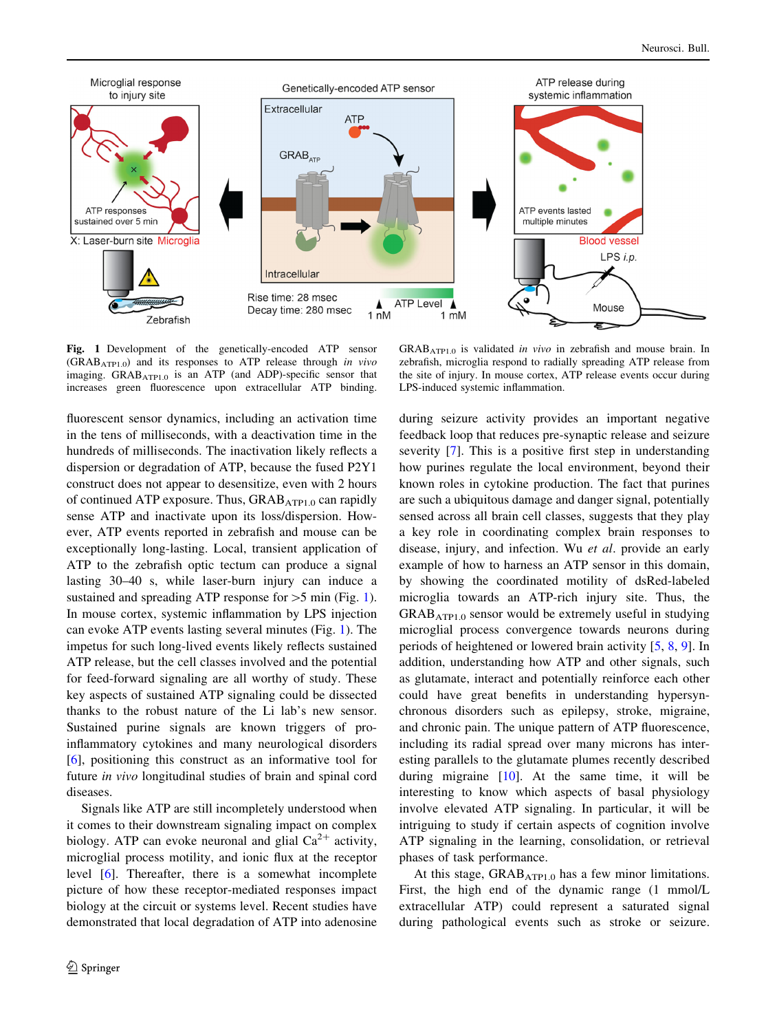**Fig. 1** Development of the genetically-encoded ATP sensor ($GRAB_{ATP1.0}$) and its responses to ATP release through *in vivo* imaging. $GRAB_{ATP1.0}$ is an ATP (and ADP)-specific sensor that increases green fluorescence upon extracellular ATP binding. $GRAB_{ATP1.0}$ is validated *in vivo* in zebrafish and mouse brain. In zebrafish, microglia respond to radially spreading ATP release from the site of injury. In mouse cortex, ATP release events occur during LPS-induced systemic inflammation.

fluorescent sensor dynamics, including an activation time in the tens of milliseconds, with a deactivation time in the hundreds of milliseconds. The inactivation likely reflects a dispersion or degradation of ATP, because the fused P2Y1 construct does not appear to desensitize, even with 2 hours of continued ATP exposure. Thus, $GRAB_{ATP1.0}$ can rapidly sense ATP and inactivate upon its loss/dispersion. However, ATP events reported in zebrafish and mouse can be exceptionally long-lasting. Local, transient application of ATP to the zebrafish optic tectum can produce a signal lasting 30–40 s, while laser-burn injury can induce a sustained and spreading ATP response for >5 min (Fig. 1). In mouse cortex, systemic inflammation by LPS injection can evoke ATP events lasting several minutes (Fig. 1). The impetus for such long-lived events likely reflects sustained ATP release, but the cell classes involved and the potential for feed-forward signaling are all worthy of study. These key aspects of sustained ATP signaling could be dissected thanks to the robust nature of the Li lab's new sensor. Sustained purine signals are known triggers of pro-inflammatory cytokines and many neurological disorders [6], positioning this construct as an informative tool for future *in vivo* longitudinal studies of brain and spinal cord diseases.

Signals like ATP are still incompletely understood when it comes to their downstream signaling impact on complex biology. ATP can evoke neuronal and glial $Ca^{2+}$ activity, microglial process motility, and ionic flux at the receptor level [6]. Thereafter, there is a somewhat incomplete picture of how these receptor-mediated responses impact biology at the circuit or systems level. Recent studies have demonstrated that local degradation of ATP into adenosine during seizure activity provides an important negative feedback loop that reduces pre-synaptic release and seizure severity [7]. This is a positive first step in understanding how purines regulate the local environment, beyond their known roles in cytokine production. The fact that purines are such a ubiquitous damage and danger signal, potentially sensed across all brain cell classes, suggests that they play a key role in coordinating complex brain responses to disease, injury, and infection. Wu *et al*. provide an early example of how to harness an ATP sensor in this domain, by showing the coordinated motility of dsRed-labeled microglia towards an ATP-rich injury site. Thus, the $GRAB_{ATP1.0}$ sensor would be extremely useful in studying microglial process convergence towards neurons during periods of heightened or lowered brain activity [5, 8, 9]. In addition, understanding how ATP and other signals, such as glutamate, interact and potentially reinforce each other could have great benefits in understanding hypersynchronous disorders such as epilepsy, stroke, migraine, and chronic pain. The unique pattern of ATP fluorescence, including its radial spread over many microns has interesting parallels to the glutamate plumes recently described during migraine [10]. At the same time, it will be interesting to know which aspects of basal physiology involve elevated ATP signaling. In particular, it will be intriguing to study if certain aspects of cognition involve ATP signaling in the learning, consolidation, or retrieval phases of task performance.

At this stage, $GRAB_{ATP1.0}$ has a few minor limitations. First, the high end of the dynamic range (1 mmol/L extracellular ATP) could represent a saturated signal during pathological events such as stroke or seizure.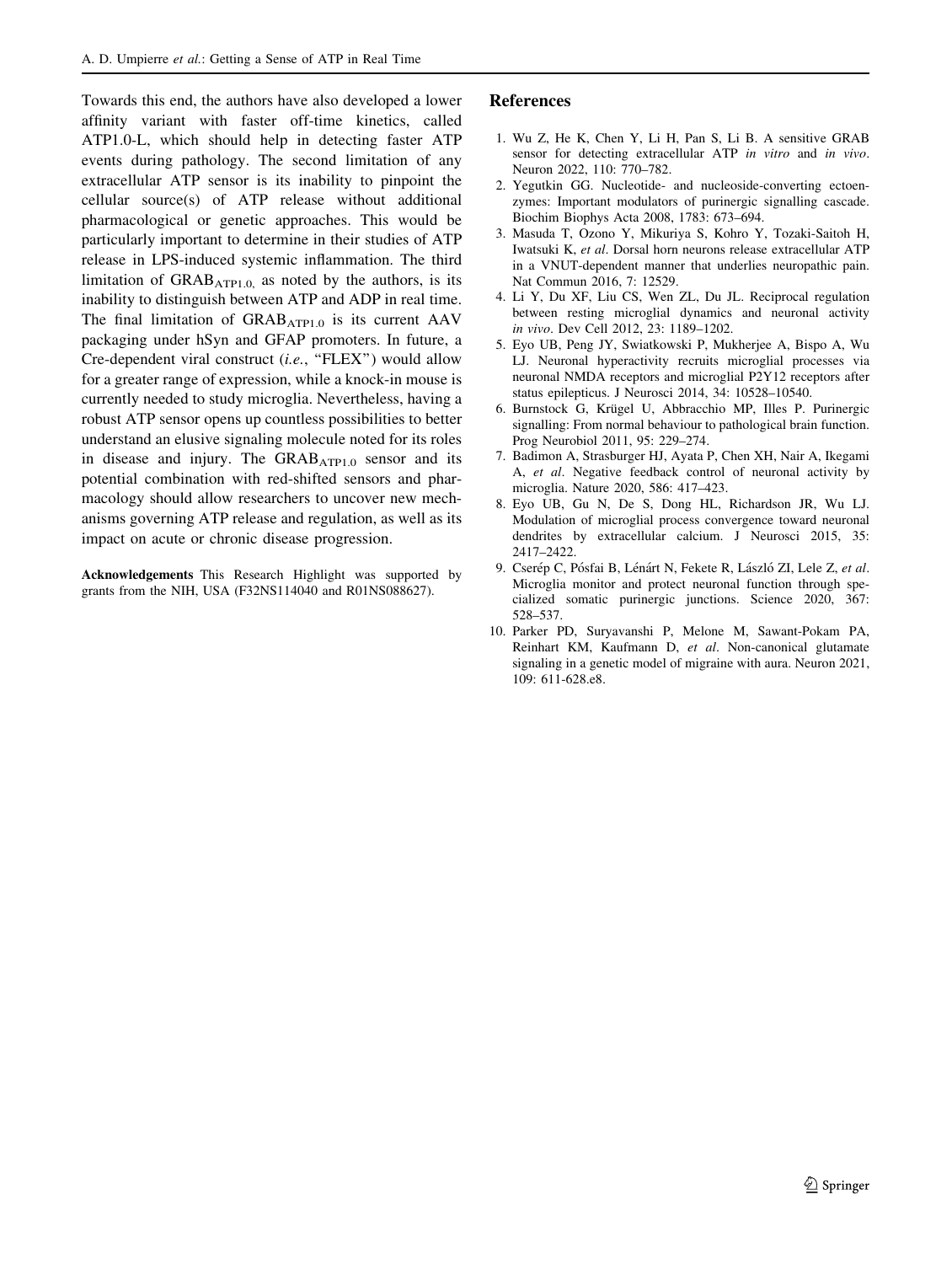Towards this end, the authors have also developed a lower affinity variant with faster off-time kinetics, called ATP1.0-L, which should help in detecting faster ATP events during pathology. The second limitation of any extracellular ATP sensor is its inability to pinpoint the cellular source(s) of ATP release without additional pharmacological or genetic approaches. This would be particularly important to determine in their studies of ATP release in LPS-induced systemic inflammation. The third limitation of $GRAB_{ATP1.0,}$ as noted by the authors, is its inability to distinguish between ATP and ADP in real time. The final limitation of $GRAB_{ATP1.0}$ is its current AAV packaging under hSyn and GFAP promoters. In future, a Cre-dependent viral construct (*i.e.*, "FLEX") would allow for a greater range of expression, while a knock-in mouse is currently needed to study microglia. Nevertheless, having a robust ATP sensor opens up countless possibilities to better understand an elusive signaling molecule noted for its roles in disease and injury. The $GRAB_{ATP1.0}$ sensor and its potential combination with red-shifted sensors and pharmacology should allow researchers to uncover new mechanisms governing ATP release and regulation, as well as its impact on acute or chronic disease progression.

**Acknowledgements** This Research Highlight was supported by grants from the NIH, USA (F32NS114040 and R01NS088627).

## References

1. Wu Z, He K, Chen Y, Li H, Pan S, Li B. A sensitive GRAB sensor for detecting extracellular ATP *in vitro* and *in vivo*. Neuron 2022, 110: 770–782.
2. Yegutkin GG. Nucleotide- and nucleoside-converting ectoenzymes: Important modulators of purinergic signalling cascade. Biochim Biophys Acta 2008, 1783: 673–694.
3. Masuda T, Ozono Y, Mikuriya S, Kohro Y, Tozaki-Saitoh H, Iwatsuki K, *et al*. Dorsal horn neurons release extracellular ATP in a VNUT-dependent manner that underlies neuropathic pain. Nat Commun 2016, 7: 12529.
4. Li Y, Du XF, Liu CS, Wen ZL, Du JL. Reciprocal regulation between resting microglial dynamics and neuronal activity *in vivo*. Dev Cell 2012, 23: 1189–1202.
5. Eyo UB, Peng JY, Swiatkowski P, Mukherjee A, Bispo A, Wu LJ. Neuronal hyperactivity recruits microglial processes via neuronal NMDA receptors and microglial P2Y12 receptors after status epilepticus. J Neurosci 2014, 34: 10528–10540.
6. Burnstock G, Krügel U, Abbracchio MP, Illes P. Purinergic signalling: From normal behaviour to pathological brain function. Prog Neurobiol 2011, 95: 229–274.
7. Badimon A, Strasburger HJ, Ayata P, Chen XH, Nair A, Ikegami A, *et al*. Negative feedback control of neuronal activity by microglia. Nature 2020, 586: 417–423.
8. Eyo UB, Gu N, De S, Dong HL, Richardson JR, Wu LJ. Modulation of microglial process convergence toward neuronal dendrites by extracellular calcium. J Neurosci 2015, 35: 2417–2422.
9. Cserép C, Pósfai B, Lénárt N, Fekete R, László ZI, Lele Z, *et al*. Microglia monitor and protect neuronal function through specialized somatic purinergic junctions. Science 2020, 367: 528–537.
10. Parker PD, Suryavanshi P, Melone M, Sawant-Pokam PA, Reinhart KM, Kaufmann D, *et al*. Non-canonical glutamate signaling in a genetic model of migraine with aura. Neuron 2021, 109: 611-628.e8.